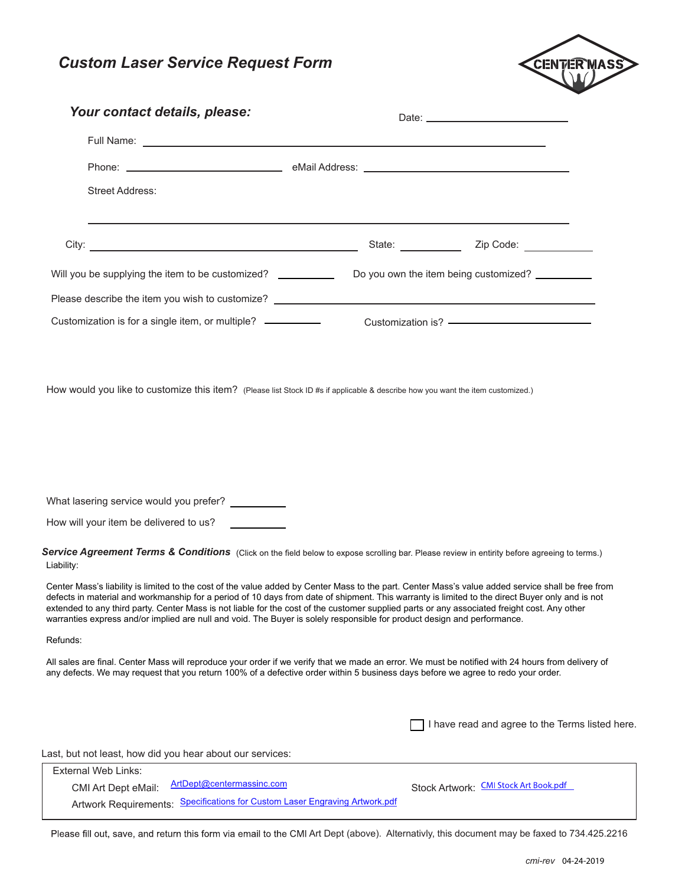# *Custom Laser Service Request Form*

CENTER MASS

## *Your contact details, please:*

Date: ____________________

Full Name: ____________________

Phone: ____________________ eMail Address: ____________________

Street Address:

____________________

City: ____________________ State: __________ Zip Code: __________

Will you be supplying the item to be customized? __________ Do you own the item being customized? __________

Please describe the item you wish to customize? ____________________

Customization is for a single item, or multiple? __________ Customization is? ____________________

How would you like to customize this item? (Please list Stock ID #s if applicable & describe how you want the item customized.)

What lasering service would you prefer? __________

How will your item be delivered to us? __________

***Service Agreement Terms & Conditions*** (Click on the field below to expose scrolling bar. Please review in entirity before agreeing to terms.)

Liability:

Center Mass's liability is limited to the cost of the value added by Center Mass to the part. Center Mass's value added service shall be free from defects in material and workmanship for a period of 10 days from date of shipment. This warranty is limited to the direct Buyer only and is not extended to any third party. Center Mass is not liable for the cost of the customer supplied parts or any associated freight cost. Any other warranties express and/or implied are null and void. The Buyer is solely responsible for product design and performance.

Refunds:

All sales are final. Center Mass will reproduce your order if we verify that we made an error. We must be notified with 24 hours from delivery of any defects. We may request that you return 100% of a defective order within 5 business days before we agree to redo your order.

☐ I have read and agree to the Terms listed here.

Last, but not least, how did you hear about our services:

External Web Links:

CMI Art Dept eMail: ArtDept@centermassinc.com

Stock Artwork: CMI Stock Art Book.pdf

Artwork Requirements: Specifications for Custom Laser Engraving Artwork.pdf

Please fill out, save, and return this form via email to the CMI Art Dept (above). Alternativly, this document may be faxed to 734.425.2216

*cmi-rev* 04-24-2019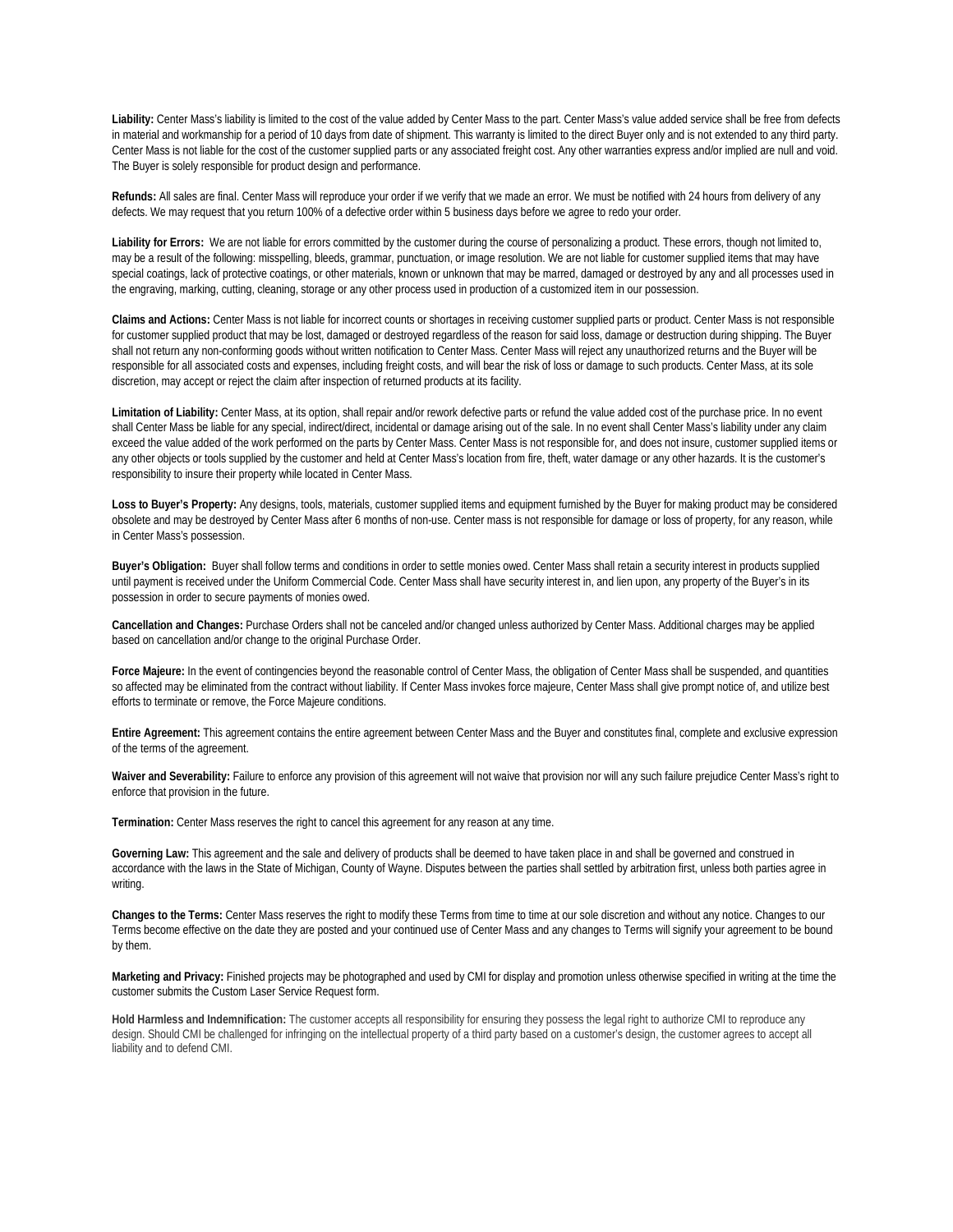**Liability:** Center Mass's liability is limited to the cost of the value added by Center Mass to the part. Center Mass's value added service shall be free from defects in material and workmanship for a period of 10 days from date of shipment. This warranty is limited to the direct Buyer only and is not extended to any third party. Center Mass is not liable for the cost of the customer supplied parts or any associated freight cost. Any other warranties express and/or implied are null and void. The Buyer is solely responsible for product design and performance.

**Refunds:** All sales are final. Center Mass will reproduce your order if we verify that we made an error. We must be notified with 24 hours from delivery of any defects. We may request that you return 100% of a defective order within 5 business days before we agree to redo your order.

**Liability for Errors:** We are not liable for errors committed by the customer during the course of personalizing a product. These errors, though not limited to, may be a result of the following: misspelling, bleeds, grammar, punctuation, or image resolution. We are not liable for customer supplied items that may have special coatings, lack of protective coatings, or other materials, known or unknown that may be marred, damaged or destroyed by any and all processes used in the engraving, marking, cutting, cleaning, storage or any other process used in production of a customized item in our possession.

**Claims and Actions:** Center Mass is not liable for incorrect counts or shortages in receiving customer supplied parts or product. Center Mass is not responsible for customer supplied product that may be lost, damaged or destroyed regardless of the reason for said loss, damage or destruction during shipping. The Buyer shall not return any non-conforming goods without written notification to Center Mass. Center Mass will reject any unauthorized returns and the Buyer will be responsible for all associated costs and expenses, including freight costs, and will bear the risk of loss or damage to such products. Center Mass, at its sole discretion, may accept or reject the claim after inspection of returned products at its facility.

**Limitation of Liability:** Center Mass, at its option, shall repair and/or rework defective parts or refund the value added cost of the purchase price. In no event shall Center Mass be liable for any special, indirect/direct, incidental or damage arising out of the sale. In no event shall Center Mass's liability under any claim exceed the value added of the work performed on the parts by Center Mass. Center Mass is not responsible for, and does not insure, customer supplied items or any other objects or tools supplied by the customer and held at Center Mass's location from fire, theft, water damage or any other hazards. It is the customer's responsibility to insure their property while located in Center Mass.

**Loss to Buyer's Property:** Any designs, tools, materials, customer supplied items and equipment furnished by the Buyer for making product may be considered obsolete and may be destroyed by Center Mass after 6 months of non-use. Center mass is not responsible for damage or loss of property, for any reason, while in Center Mass's possession.

**Buyer's Obligation:** Buyer shall follow terms and conditions in order to settle monies owed. Center Mass shall retain a security interest in products supplied until payment is received under the Uniform Commercial Code. Center Mass shall have security interest in, and lien upon, any property of the Buyer's in its possession in order to secure payments of monies owed.

**Cancellation and Changes:** Purchase Orders shall not be canceled and/or changed unless authorized by Center Mass. Additional charges may be applied based on cancellation and/or change to the original Purchase Order.

**Force Majeure:** In the event of contingencies beyond the reasonable control of Center Mass, the obligation of Center Mass shall be suspended, and quantities so affected may be eliminated from the contract without liability. If Center Mass invokes force majeure, Center Mass shall give prompt notice of, and utilize best efforts to terminate or remove, the Force Majeure conditions.

**Entire Agreement:** This agreement contains the entire agreement between Center Mass and the Buyer and constitutes final, complete and exclusive expression of the terms of the agreement.

**Waiver and Severability:** Failure to enforce any provision of this agreement will not waive that provision nor will any such failure prejudice Center Mass's right to enforce that provision in the future.

**Termination:** Center Mass reserves the right to cancel this agreement for any reason at any time.

**Governing Law:** This agreement and the sale and delivery of products shall be deemed to have taken place in and shall be governed and construed in accordance with the laws in the State of Michigan, County of Wayne. Disputes between the parties shall settled by arbitration first, unless both parties agree in writing.

**Changes to the Terms:** Center Mass reserves the right to modify these Terms from time to time at our sole discretion and without any notice. Changes to our Terms become effective on the date they are posted and your continued use of Center Mass and any changes to Terms will signify your agreement to be bound by them.

**Marketing and Privacy:** Finished projects may be photographed and used by CMI for display and promotion unless otherwise specified in writing at the time the customer submits the Custom Laser Service Request form.

**Hold Harmless and Indemnification:** The customer accepts all responsibility for ensuring they possess the legal right to authorize CMI to reproduce any design. Should CMI be challenged for infringing on the intellectual property of a third party based on a customer's design, the customer agrees to accept all liability and to defend CMI.